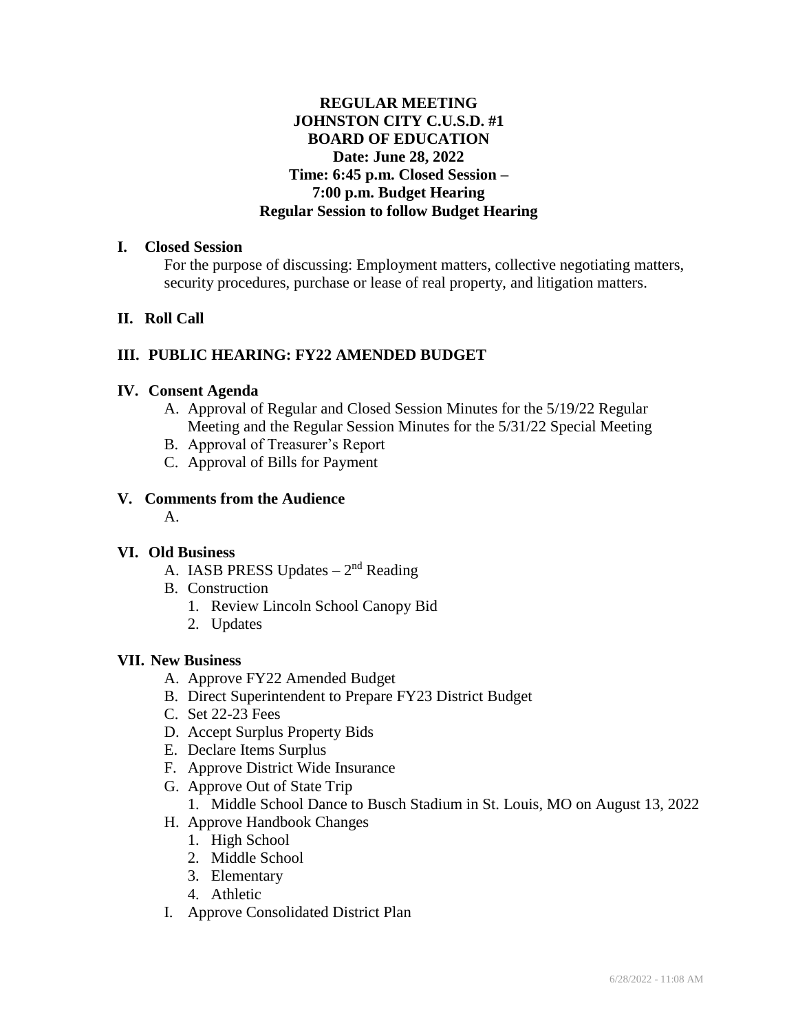**REGULAR MEETING**
**JOHNSTON CITY C.U.S.D. #1**
**BOARD OF EDUCATION**
**Date: June 28, 2022**
**Time: 6:45 p.m. Closed Session –**
**7:00 p.m. Budget Hearing**
**Regular Session to follow Budget Hearing**

**I. Closed Session**

For the purpose of discussing: Employment matters, collective negotiating matters, security procedures, purchase or lease of real property, and litigation matters.

**II. Roll Call**

**III. PUBLIC HEARING: FY22 AMENDED BUDGET**

**IV. Consent Agenda**

A. Approval of Regular and Closed Session Minutes for the 5/19/22 Regular Meeting and the Regular Session Minutes for the 5/31/22 Special Meeting
B. Approval of Treasurer's Report
C. Approval of Bills for Payment

**V. Comments from the Audience**

A.

**VI. Old Business**

A. IASB PRESS Updates – 2nd Reading
B. Construction
   1. Review Lincoln School Canopy Bid
   2. Updates

**VII. New Business**

A. Approve FY22 Amended Budget
B. Direct Superintendent to Prepare FY23 District Budget
C. Set 22-23 Fees
D. Accept Surplus Property Bids
E. Declare Items Surplus
F. Approve District Wide Insurance
G. Approve Out of State Trip
   1. Middle School Dance to Busch Stadium in St. Louis, MO on August 13, 2022
H. Approve Handbook Changes
   1. High School
   2. Middle School
   3. Elementary
   4. Athletic
I. Approve Consolidated District Plan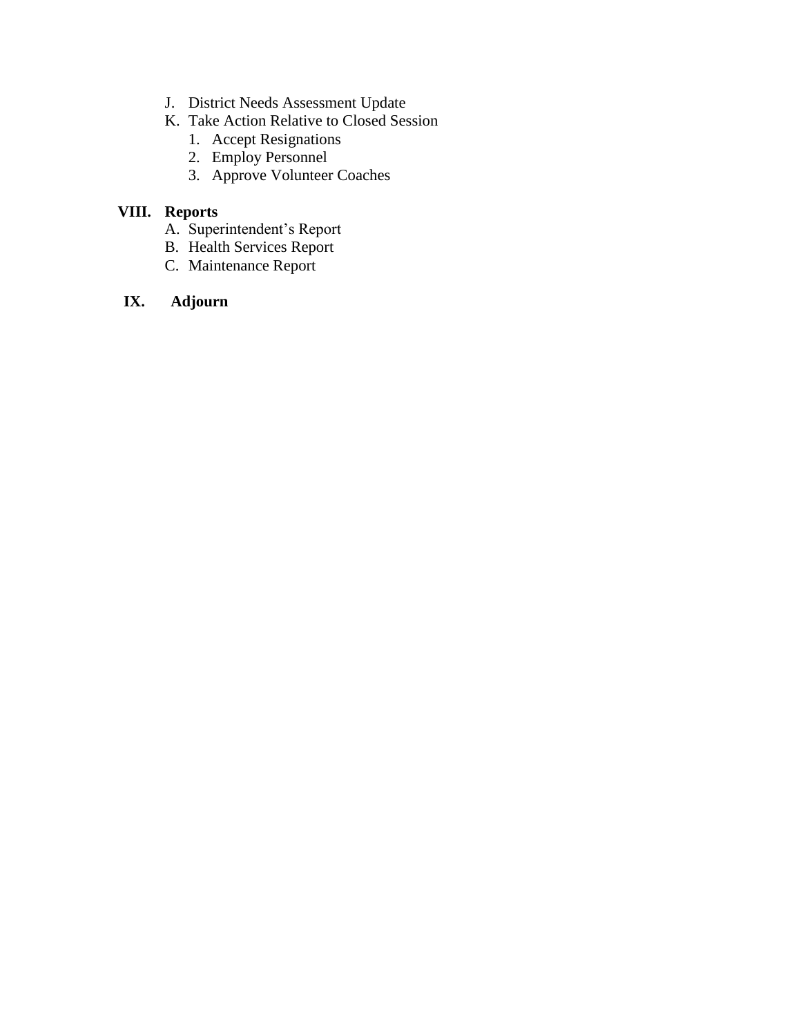J. District Needs Assessment Update
K. Take Action Relative to Closed Session
   1. Accept Resignations
   2. Employ Personnel
   3. Approve Volunteer Coaches

**VIII. Reports**

A. Superintendent's Report
B. Health Services Report
C. Maintenance Report

**IX. Adjourn**